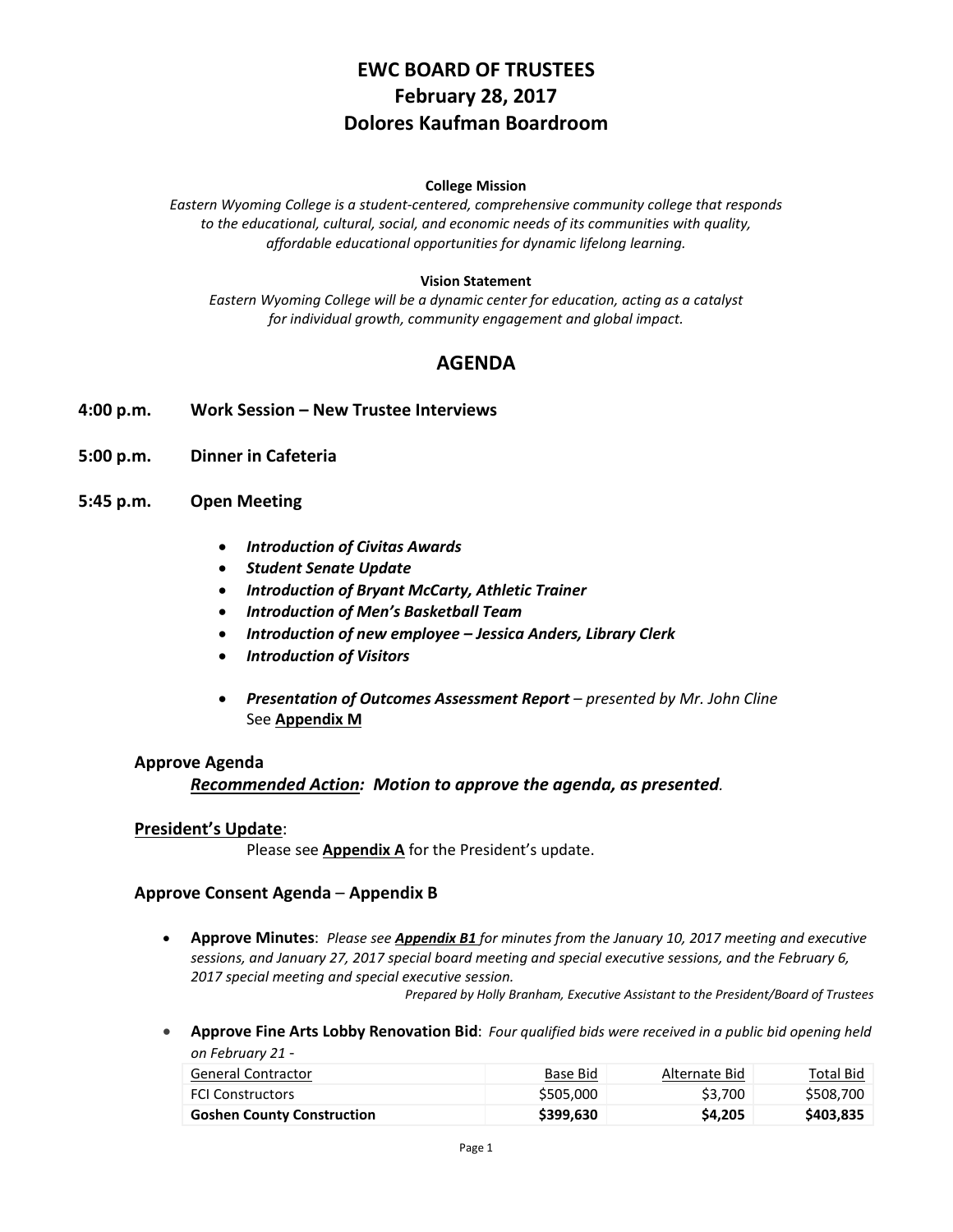# EWC BOARD OF TRUSTEES
# February 28, 2017
# Dolores Kaufman Boardroom

**College Mission**

*Eastern Wyoming College is a student-centered, comprehensive community college that responds to the educational, cultural, social, and economic needs of its communities with quality, affordable educational opportunities for dynamic lifelong learning.*

**Vision Statement**

*Eastern Wyoming College will be a dynamic center for education, acting as a catalyst for individual growth, community engagement and global impact.*

## AGENDA

**4:00 p.m.** **Work Session – New Trustee Interviews**

**5:00 p.m.** **Dinner in Cafeteria**

**5:45 p.m.** **Open Meeting**

- ***Introduction of Civitas Awards***
- ***Student Senate Update***
- ***Introduction of Bryant McCarty, Athletic Trainer***
- ***Introduction of Men's Basketball Team***
- ***Introduction of new employee – Jessica Anders, Library Clerk***
- ***Introduction of Visitors***

- ***Presentation of Outcomes Assessment Report*** *– presented by Mr. John Cline* See **Appendix M**

### Approve Agenda

***Recommended Action:*** ***Motion to approve the agenda, as presented****.*

### President's Update:

Please see **Appendix A** for the President's update.

### Approve Consent Agenda – Appendix B

- **Approve Minutes**: *Please see* ***Appendix B1*** *for minutes from the January 10, 2017 meeting and executive sessions, and January 27, 2017 special board meeting and special executive sessions, and the February 6, 2017 special meeting and special executive session.*
  *Prepared by Holly Branham, Executive Assistant to the President/Board of Trustees*

- **Approve Fine Arts Lobby Renovation Bid**: *Four qualified bids were received in a public bid opening held on February 21 -*

| General Contractor | Base Bid | Alternate Bid | Total Bid |
|---|---|---|---|
| FCI Constructors | $505,000 | $3,700 | $508,700 |
| **Goshen County Construction** | **$399,630** | **$4,205** | **$403,835** |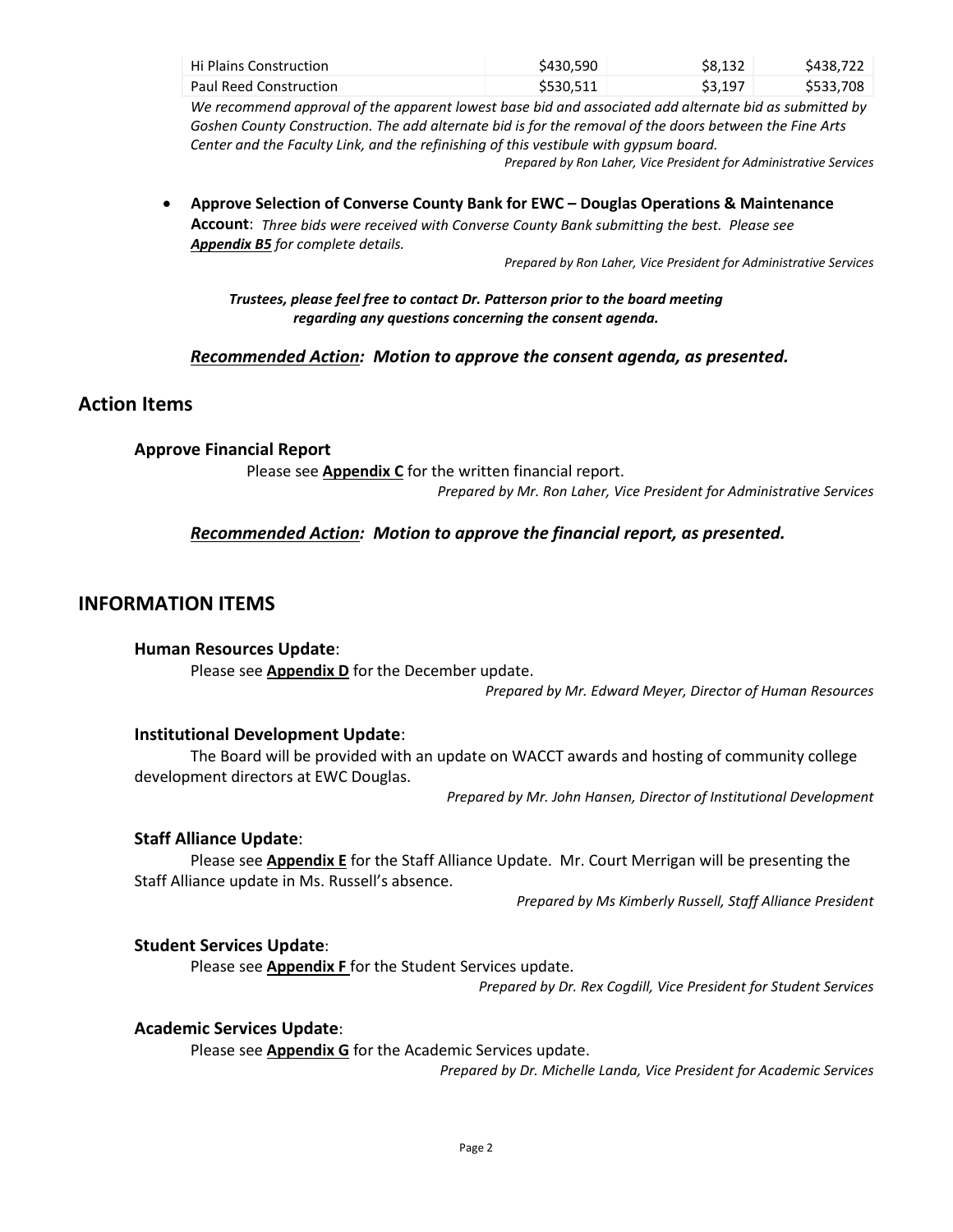| | | | |
|---|---|---|---|
| Hi Plains Construction | $430,590 | $8,132 | $438,722 |
| Paul Reed Construction | $530,511 | $3,197 | $533,708 |

*We recommend approval of the apparent lowest base bid and associated add alternate bid as submitted by Goshen County Construction. The add alternate bid is for the removal of the doors between the Fine Arts Center and the Faculty Link, and the refinishing of this vestibule with gypsum board.*

*Prepared by Ron Laher, Vice President for Administrative Services*

- **Approve Selection of Converse County Bank for EWC – Douglas Operations & Maintenance Account**: *Three bids were received with Converse County Bank submitting the best. Please see* ***Appendix B5*** *for complete details.*

  *Prepared by Ron Laher, Vice President for Administrative Services*

***Trustees, please feel free to contact Dr. Patterson prior to the board meeting regarding any questions concerning the consent agenda.***

***Recommended Action: Motion to approve the consent agenda, as presented.***

## Action Items

### Approve Financial Report

Please see **Appendix C** for the written financial report.

*Prepared by Mr. Ron Laher, Vice President for Administrative Services*

***Recommended Action: Motion to approve the financial report, as presented.***

## INFORMATION ITEMS

### Human Resources Update:

Please see **Appendix D** for the December update.

*Prepared by Mr. Edward Meyer, Director of Human Resources*

### Institutional Development Update:

The Board will be provided with an update on WACCT awards and hosting of community college development directors at EWC Douglas.

*Prepared by Mr. John Hansen, Director of Institutional Development*

### Staff Alliance Update:

Please see **Appendix E** for the Staff Alliance Update. Mr. Court Merrigan will be presenting the Staff Alliance update in Ms. Russell's absence.

*Prepared by Ms Kimberly Russell, Staff Alliance President*

### Student Services Update:

Please see **Appendix F** for the Student Services update.

*Prepared by Dr. Rex Cogdill, Vice President for Student Services*

### Academic Services Update:

Please see **Appendix G** for the Academic Services update.

*Prepared by Dr. Michelle Landa, Vice President for Academic Services*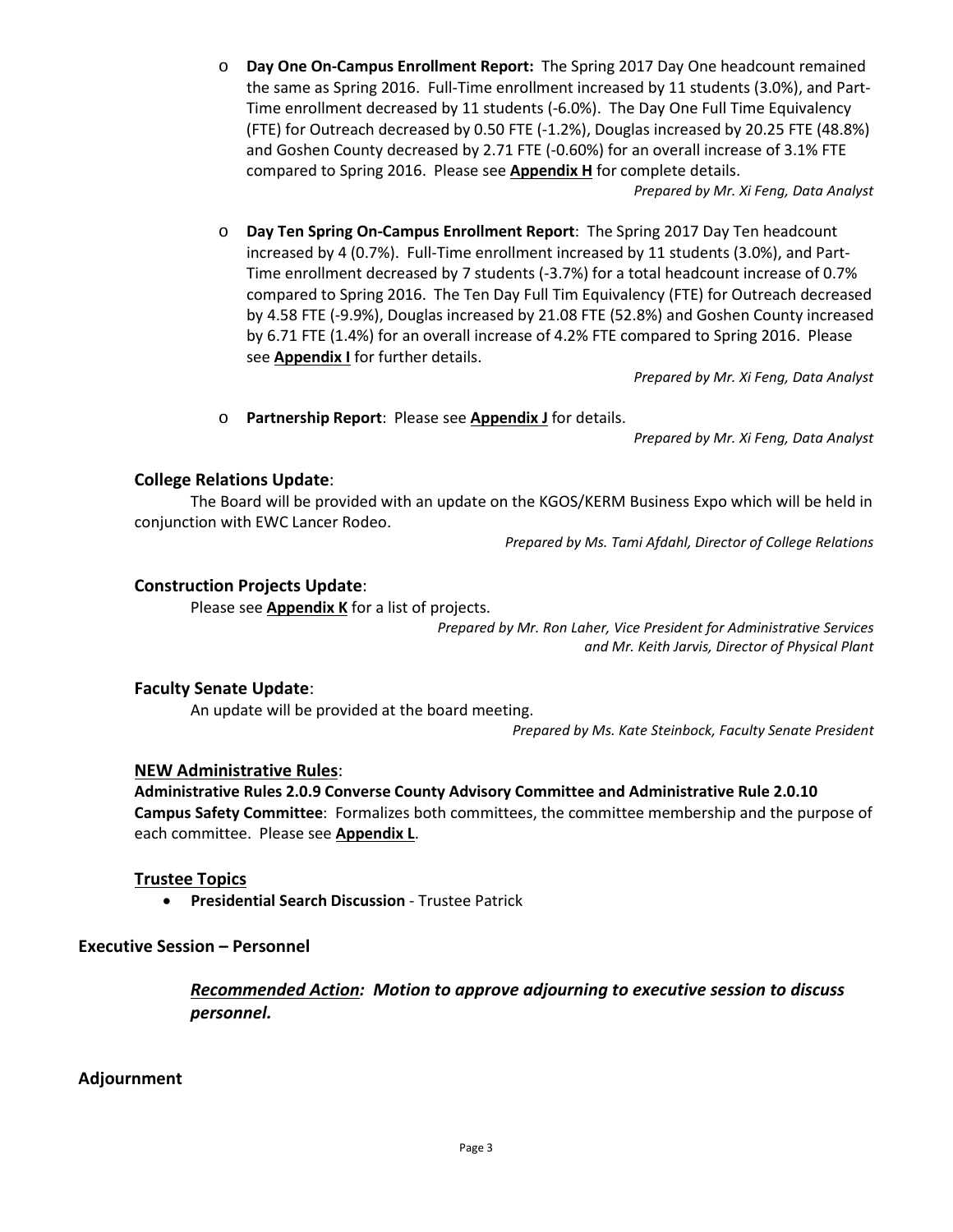- **Day One On-Campus Enrollment Report:** The Spring 2017 Day One headcount remained the same as Spring 2016. Full-Time enrollment increased by 11 students (3.0%), and Part-Time enrollment decreased by 11 students (-6.0%). The Day One Full Time Equivalency (FTE) for Outreach decreased by 0.50 FTE (-1.2%), Douglas increased by 20.25 FTE (48.8%) and Goshen County decreased by 2.71 FTE (-0.60%) for an overall increase of 3.1% FTE compared to Spring 2016. Please see **Appendix H** for complete details.

  *Prepared by Mr. Xi Feng, Data Analyst*

- **Day Ten Spring On-Campus Enrollment Report**: The Spring 2017 Day Ten headcount increased by 4 (0.7%). Full-Time enrollment increased by 11 students (3.0%), and Part-Time enrollment decreased by 7 students (-3.7%) for a total headcount increase of 0.7% compared to Spring 2016. The Ten Day Full Tim Equivalency (FTE) for Outreach decreased by 4.58 FTE (-9.9%), Douglas increased by 21.08 FTE (52.8%) and Goshen County increased by 6.71 FTE (1.4%) for an overall increase of 4.2% FTE compared to Spring 2016. Please see **Appendix I** for further details.

  *Prepared by Mr. Xi Feng, Data Analyst*

- **Partnership Report**: Please see **Appendix J** for details.

  *Prepared by Mr. Xi Feng, Data Analyst*

### College Relations Update:

The Board will be provided with an update on the KGOS/KERM Business Expo which will be held in conjunction with EWC Lancer Rodeo.

*Prepared by Ms. Tami Afdahl, Director of College Relations*

### Construction Projects Update:

Please see **Appendix K** for a list of projects.

*Prepared by Mr. Ron Laher, Vice President for Administrative Services and Mr. Keith Jarvis, Director of Physical Plant*

### Faculty Senate Update:

An update will be provided at the board meeting.

*Prepared by Ms. Kate Steinbock, Faculty Senate President*

### NEW Administrative Rules:

**Administrative Rules 2.0.9 Converse County Advisory Committee and Administrative Rule 2.0.10 Campus Safety Committee**: Formalizes both committees, the committee membership and the purpose of each committee. Please see **Appendix L**.

### Trustee Topics

- **Presidential Search Discussion** - Trustee Patrick

## Executive Session – Personnel

***Recommended Action:* Motion to approve adjourning to executive session to discuss personnel.**

## Adjournment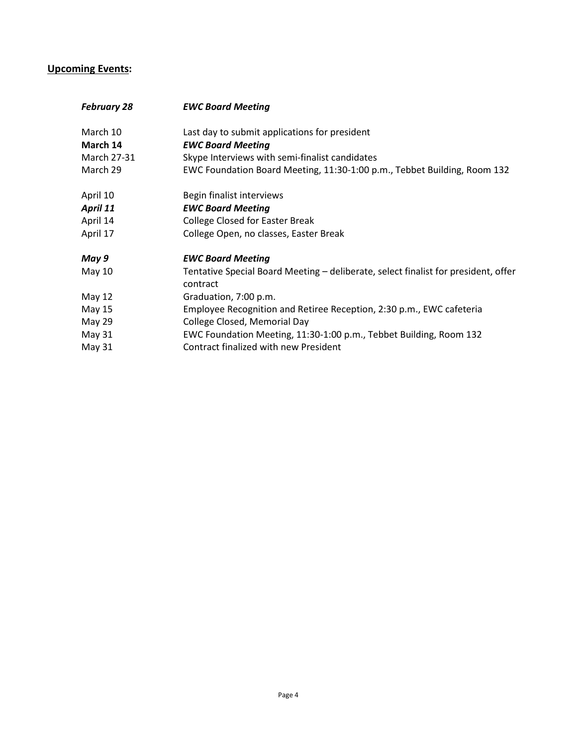**Upcoming Events:**

| | |
|---|---|
| ***February 28*** | ***EWC Board Meeting*** |
| March 10 | Last day to submit applications for president |
| **March 14** | ***EWC Board Meeting*** |
| March 27-31 | Skype Interviews with semi-finalist candidates |
| March 29 | EWC Foundation Board Meeting, 11:30-1:00 p.m., Tebbet Building, Room 132 |
| April 10 | Begin finalist interviews |
| ***April 11*** | ***EWC Board Meeting*** |
| April 14 | College Closed for Easter Break |
| April 17 | College Open, no classes, Easter Break |
| ***May 9*** | ***EWC Board Meeting*** |
| May 10 | Tentative Special Board Meeting – deliberate, select finalist for president, offer contract |
| May 12 | Graduation, 7:00 p.m. |
| May 15 | Employee Recognition and Retiree Reception, 2:30 p.m., EWC cafeteria |
| May 29 | College Closed, Memorial Day |
| May 31 | EWC Foundation Meeting, 11:30-1:00 p.m., Tebbet Building, Room 132 |
| May 31 | Contract finalized with new President |